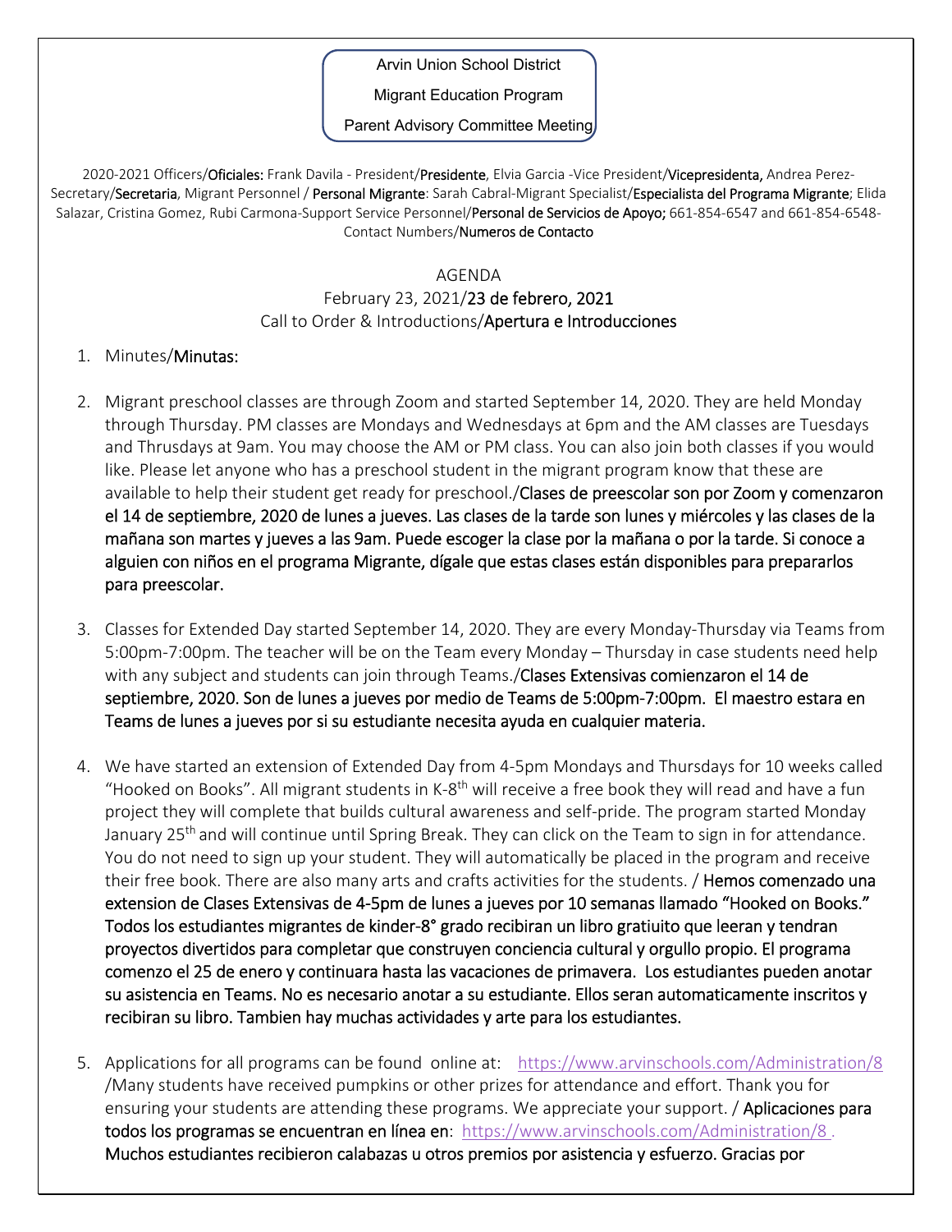Arvin Union School District

Migrant Education Program

Parent Advisory Committee Meeting

2020-2021 Officers/**Oficiales:** Frank Davila - President/**Presidente**, Elvia Garcia -Vice President/**Vicepresidenta,** Andrea Perez-Secretary/**Secretaria**, Migrant Personnel / **Personal Migrante**: Sarah Cabral-Migrant Specialist/**Especialista del Programa Migrante**; Elida Salazar, Cristina Gomez, Rubi Carmona-Support Service Personnel/**Personal de Servicios de Apoyo;** 661-854-6547 and 661-854-6548-Contact Numbers/**Numeros de Contacto**

AGENDA

February 23, 2021/**23 de febrero, 2021**

Call to Order & Introductions/**Apertura e Introducciones**

1. Minutes/**Minutas:**

2. Migrant preschool classes are through Zoom and started September 14, 2020. They are held Monday through Thursday. PM classes are Mondays and Wednesdays at 6pm and the AM classes are Tuesdays and Thursdays at 9am. You may choose the AM or PM class. You can also join both classes if you would like. Please let anyone who has a preschool student in the migrant program know that these are available to help their student get ready for preschool./**Clases de preescolar son por Zoom y comenzaron el 14 de septiembre, 2020 de lunes a jueves. Las clases de la tarde son lunes y miércoles y las clases de la mañana son martes y jueves a las 9am. Puede escoger la clase por la mañana o por la tarde. Si conoce a alguien con niños en el programa Migrante, dígale que estas clases están disponibles para prepararlos para preescolar.**

3. Classes for Extended Day started September 14, 2020. They are every Monday-Thursday via Teams from 5:00pm-7:00pm. The teacher will be on the Team every Monday – Thursday in case students need help with any subject and students can join through Teams./**Clases Extensivas comienzaron el 14 de septiembre, 2020. Son de lunes a jueves por medio de Teams de 5:00pm-7:00pm. El maestro estara en Teams de lunes a jueves por si su estudiante necesita ayuda en cualquier materia.**

4. We have started an extension of Extended Day from 4-5pm Mondays and Thursdays for 10 weeks called "Hooked on Books". All migrant students in K-8th will receive a free book they will read and have a fun project they will complete that builds cultural awareness and self-pride. The program started Monday January 25th and will continue until Spring Break. They can click on the Team to sign in for attendance. You do not need to sign up your student. They will automatically be placed in the program and receive their free book. There are also many arts and crafts activities for the students. / **Hemos comenzado una extension de Clases Extensivas de 4-5pm de lunes a jueves por 10 semanas llamado "Hooked on Books." Todos los estudiantes migrantes de kinder-8° grado recibiran un libro gratuito que leeran y tendran proyectos divertidos para completar que construyen conciencia cultural y orgullo propio. El programa comenzo el 25 de enero y continuara hasta las vacaciones de primavera. Los estudiantes pueden anotar su asistencia en Teams. No es necesario anotar a su estudiante. Ellos seran automaticamente inscritos y recibiran su libro. Tambien hay muchas actividades y arte para los estudiantes.**

5. Applications for all programs can be found online at: https://www.arvinschools.com/Administration/8 /Many students have received pumpkins or other prizes for attendance and effort. Thank you for ensuring your students are attending these programs. We appreciate your support. / **Aplicaciones para todos los programas se encuentran en línea en**: https://www.arvinschools.com/Administration/8 . **Muchos estudiantes recibieron calabazas u otros premios por asistencia y esfuerzo. Gracias por**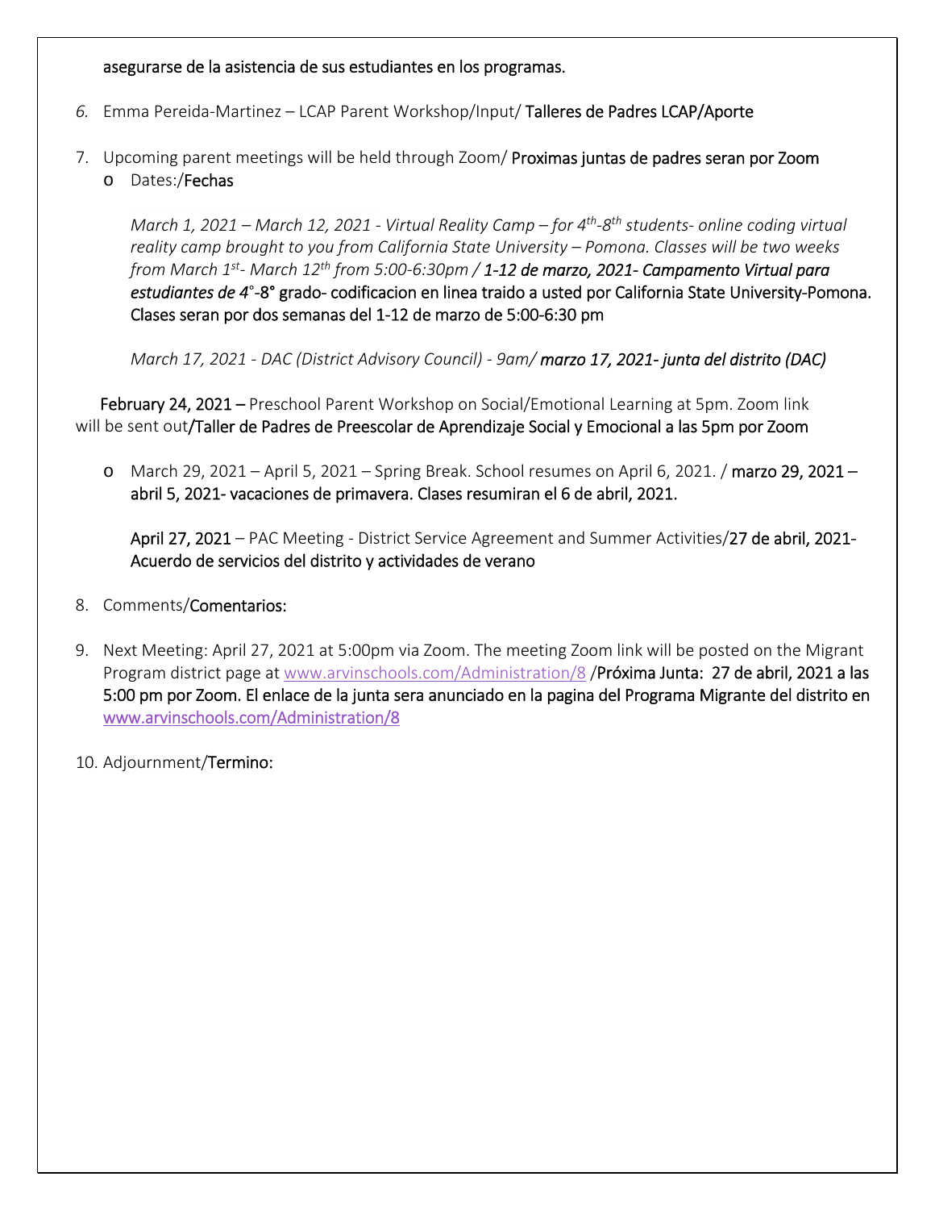asegurarse de la asistencia de sus estudiantes en los programas.

6. Emma Pereida-Martinez – LCAP Parent Workshop/Input/ Talleres de Padres LCAP/Aporte

7. Upcoming parent meetings will be held through Zoom/ Proximas juntas de padres seran por Zoom
   - Dates:/Fechas

     *March 1, 2021 – March 12, 2021 - Virtual Reality Camp – for 4th-8th students- online coding virtual reality camp brought to you from California State University – Pomona. Classes will be two weeks from March 1st- March 12th from 5:00-6:30pm / 1-12 de marzo, 2021- Campamento Virtual para estudiantes de 4°-8°* grado- codificacion en linea traido a usted por California State University-Pomona. Clases seran por dos semanas del 1-12 de marzo de 5:00-6:30 pm

     *March 17, 2021 - DAC (District Advisory Council) - 9am/ marzo 17, 2021- junta del distrito (DAC)*

   February 24, 2021 – Preschool Parent Workshop on Social/Emotional Learning at 5pm. Zoom link will be sent out/Taller de Padres de Preescolar de Aprendizaje Social y Emocional a las 5pm por Zoom

   - March 29, 2021 – April 5, 2021 – Spring Break. School resumes on April 6, 2021. / marzo 29, 2021 – abril 5, 2021- vacaciones de primavera. Clases resumiran el 6 de abril, 2021.

     April 27, 2021 – PAC Meeting - District Service Agreement and Summer Activities/27 de abril, 2021- Acuerdo de servicios del distrito y actividades de verano

8. Comments/Comentarios:

9. Next Meeting: April 27, 2021 at 5:00pm via Zoom. The meeting Zoom link will be posted on the Migrant Program district page at www.arvinschools.com/Administration/8 /Próxima Junta: 27 de abril, 2021 a las 5:00 pm por Zoom. El enlace de la junta sera anunciado en la pagina del Programa Migrante del distrito en www.arvinschools.com/Administration/8

10. Adjournment/Termino: